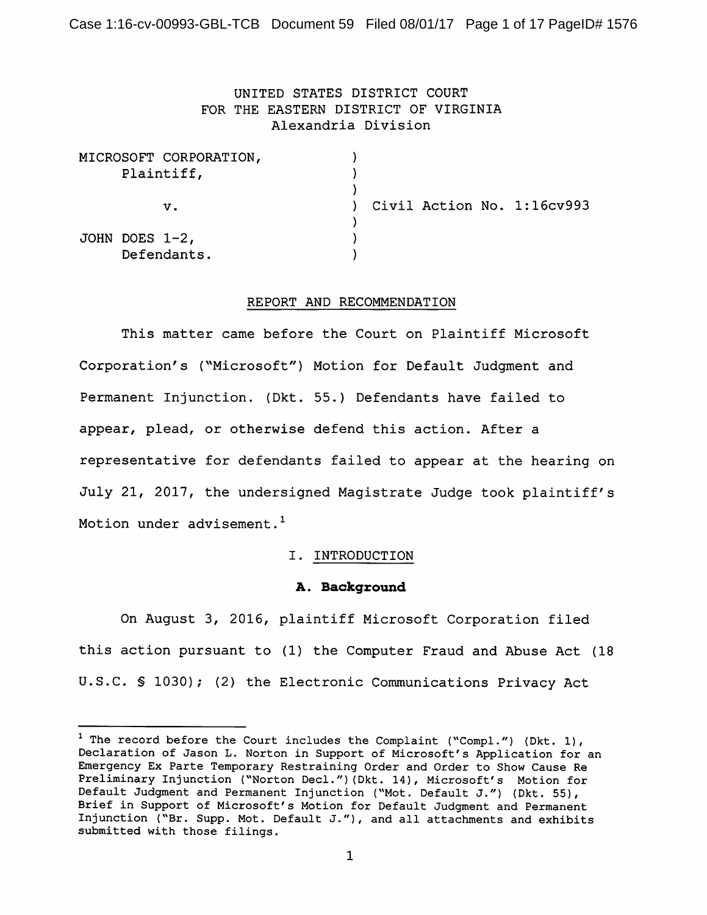UNITED STATES DISTRICT COURT
FOR THE EASTERN DISTRICT OF VIRGINIA
Alexandria Division

| | | |
|---|---|---|
| MICROSOFT CORPORATION, Plaintiff, | ) | |
| v. | ) | Civil Action No. 1:16cv993 |
| JOHN DOES 1-2, Defendants. | ) | |

REPORT AND RECOMMENDATION

This matter came before the Court on Plaintiff Microsoft Corporation's ("Microsoft") Motion for Default Judgment and Permanent Injunction. (Dkt. 55.) Defendants have failed to appear, plead, or otherwise defend this action. After a representative for defendants failed to appear at the hearing on July 21, 2017, the undersigned Magistrate Judge took plaintiff's Motion under advisement.[1]

## I. INTRODUCTION

### A. Background

On August 3, 2016, plaintiff Microsoft Corporation filed this action pursuant to (1) the Computer Fraud and Abuse Act (18 U.S.C. § 1030); (2) the Electronic Communications Privacy Act

---

[1] The record before the Court includes the Complaint ("Compl.") (Dkt. 1), Declaration of Jason L. Norton in Support of Microsoft's Application for an Emergency Ex Parte Temporary Restraining Order and Order to Show Cause Re Preliminary Injunction ("Norton Decl.") (Dkt. 14), Microsoft's Motion for Default Judgment and Permanent Injunction ("Mot. Default J.") (Dkt. 55), Brief in Support of Microsoft's Motion for Default Judgment and Permanent Injunction ("Br. Supp. Mot. Default J."), and all attachments and exhibits submitted with those filings.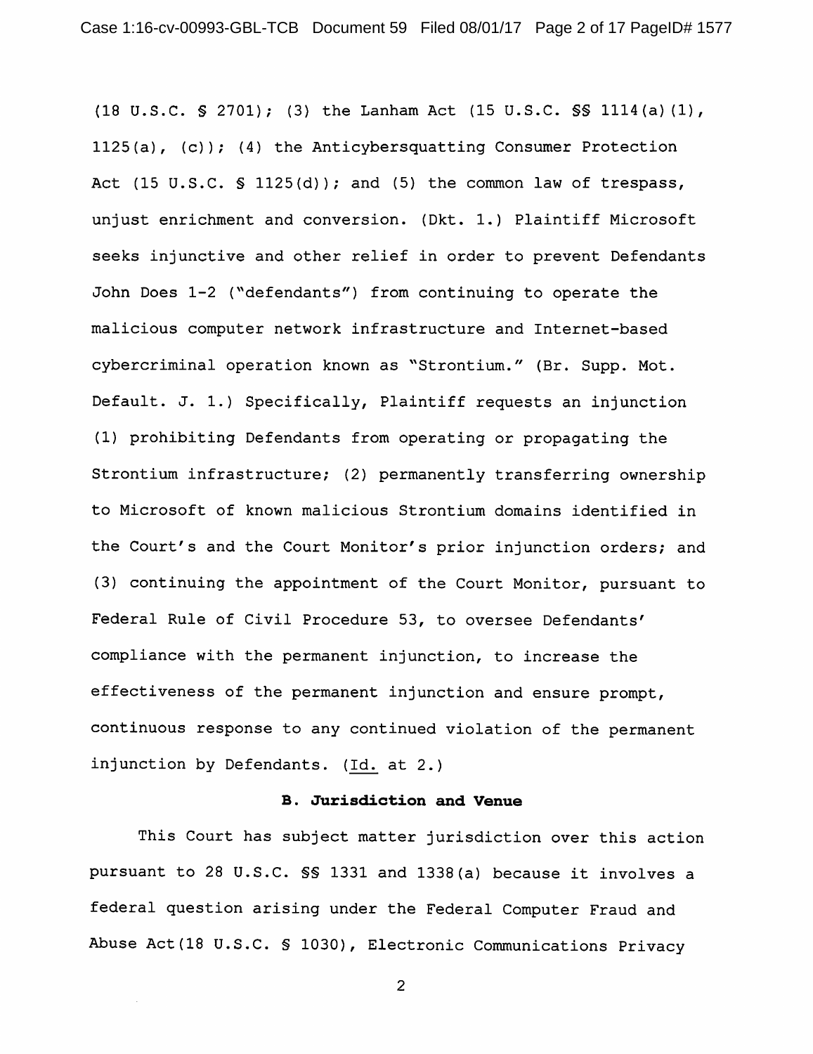(18 U.S.C. § 2701); (3) the Lanham Act (15 U.S.C. §§ 1114(a)(1), 1125(a), (c)); (4) the Anticybersquatting Consumer Protection Act (15 U.S.C. § 1125(d)); and (5) the common law of trespass, unjust enrichment and conversion. (Dkt. 1.) Plaintiff Microsoft seeks injunctive and other relief in order to prevent Defendants John Does 1-2 ("defendants") from continuing to operate the malicious computer network infrastructure and Internet-based cybercriminal operation known as "Strontium." (Br. Supp. Mot. Default. J. 1.) Specifically, Plaintiff requests an injunction (1) prohibiting Defendants from operating or propagating the Strontium infrastructure; (2) permanently transferring ownership to Microsoft of known malicious Strontium domains identified in the Court's and the Court Monitor's prior injunction orders; and (3) continuing the appointment of the Court Monitor, pursuant to Federal Rule of Civil Procedure 53, to oversee Defendants' compliance with the permanent injunction, to increase the effectiveness of the permanent injunction and ensure prompt, continuous response to any continued violation of the permanent injunction by Defendants. (Id. at 2.)

**B. Jurisdiction and Venue**

This Court has subject matter jurisdiction over this action pursuant to 28 U.S.C. §§ 1331 and 1338(a) because it involves a federal question arising under the Federal Computer Fraud and Abuse Act(18 U.S.C. § 1030), Electronic Communications Privacy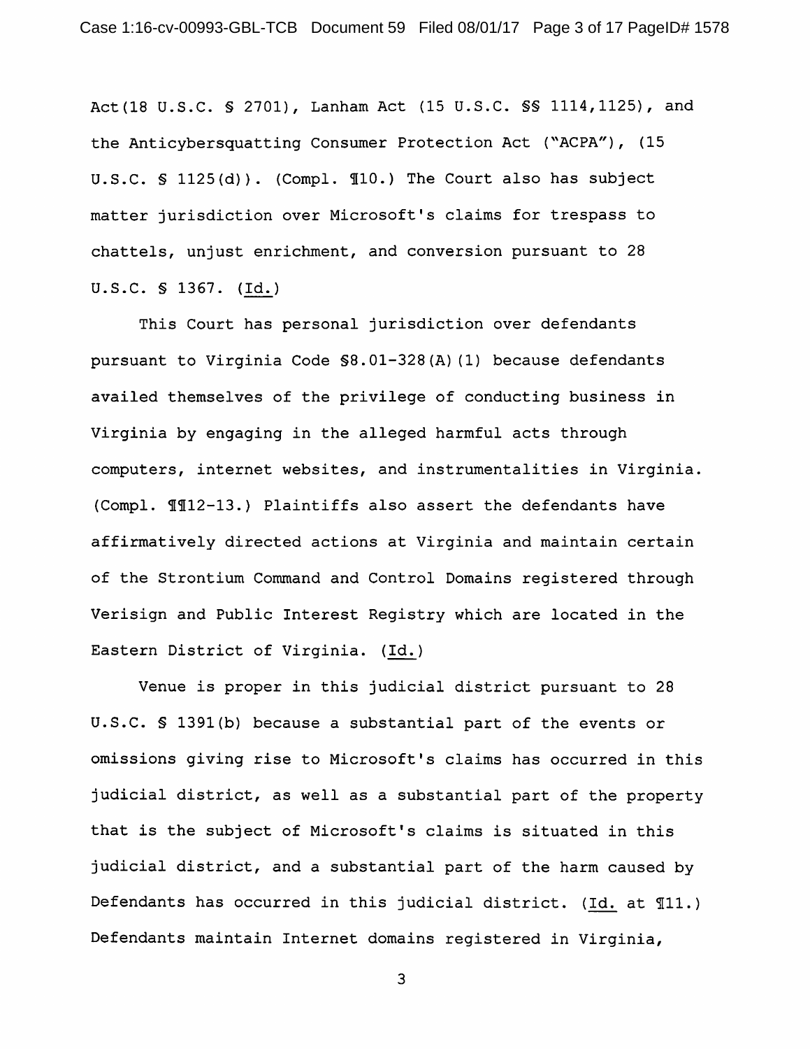Act(18 U.S.C. § 2701), Lanham Act (15 U.S.C. §§ 1114,1125), and the Anticybersquatting Consumer Protection Act ("ACPA"), (15 U.S.C. § 1125(d)). (Compl. ¶10.) The Court also has subject matter jurisdiction over Microsoft's claims for trespass to chattels, unjust enrichment, and conversion pursuant to 28 U.S.C. § 1367. (Id.)

This Court has personal jurisdiction over defendants pursuant to Virginia Code §8.01-328(A)(1) because defendants availed themselves of the privilege of conducting business in Virginia by engaging in the alleged harmful acts through computers, internet websites, and instrumentalities in Virginia. (Compl. ¶¶12-13.) Plaintiffs also assert the defendants have affirmatively directed actions at Virginia and maintain certain of the Strontium Command and Control Domains registered through Verisign and Public Interest Registry which are located in the Eastern District of Virginia. (Id.)

Venue is proper in this judicial district pursuant to 28 U.S.C. § 1391(b) because a substantial part of the events or omissions giving rise to Microsoft's claims has occurred in this judicial district, as well as a substantial part of the property that is the subject of Microsoft's claims is situated in this judicial district, and a substantial part of the harm caused by Defendants has occurred in this judicial district. (Id. at ¶11.) Defendants maintain Internet domains registered in Virginia,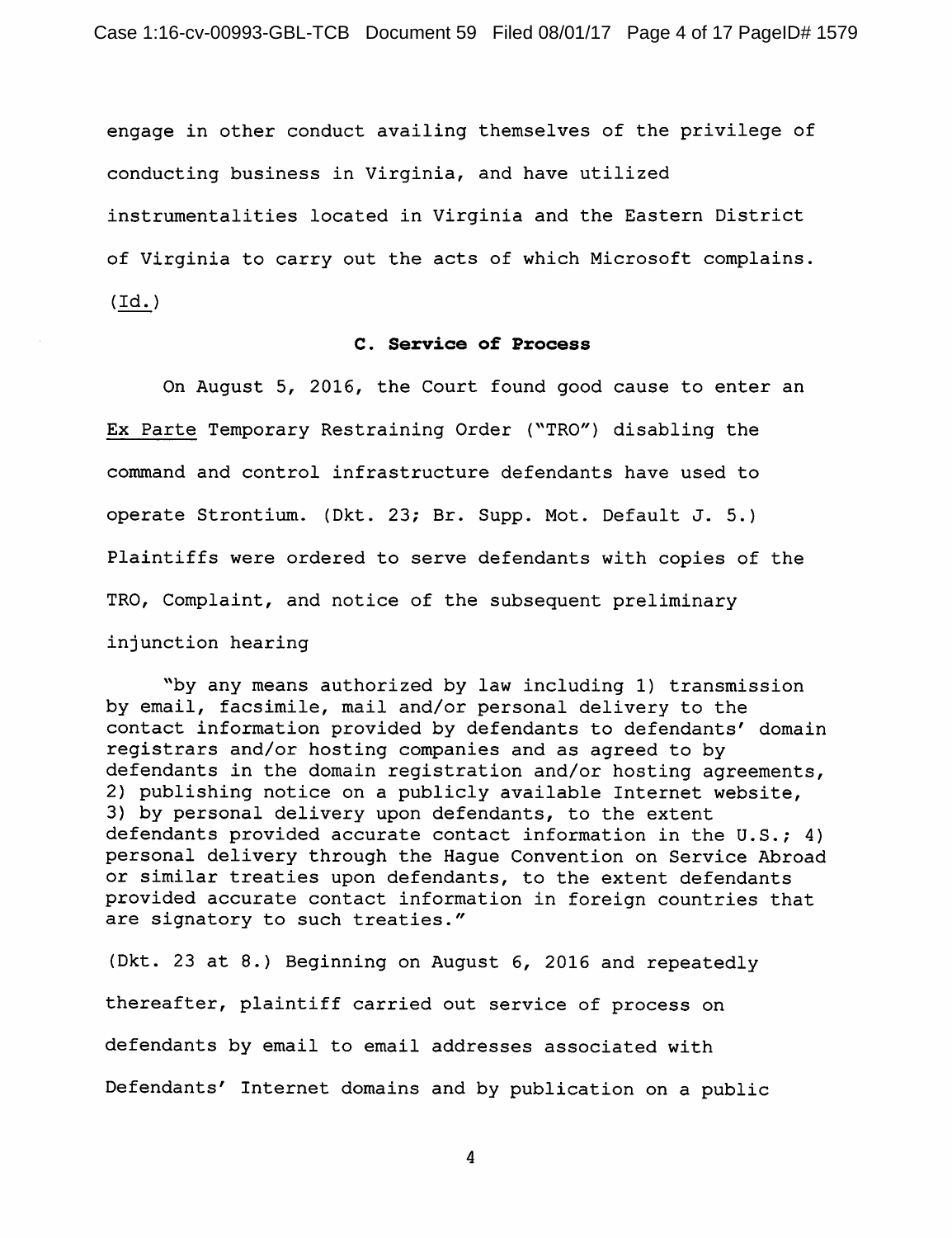engage in other conduct availing themselves of the privilege of conducting business in Virginia, and have utilized instrumentalities located in Virginia and the Eastern District of Virginia to carry out the acts of which Microsoft complains. (Id.)

### C. Service of Process

On August 5, 2016, the Court found good cause to enter an *Ex Parte* Temporary Restraining Order ("TRO") disabling the command and control infrastructure defendants have used to operate Strontium. (Dkt. 23; Br. Supp. Mot. Default J. 5.) Plaintiffs were ordered to serve defendants with copies of the TRO, Complaint, and notice of the subsequent preliminary injunction hearing

> "by any means authorized by law including 1) transmission by email, facsimile, mail and/or personal delivery to the contact information provided by defendants to defendants' domain registrars and/or hosting companies and as agreed to by defendants in the domain registration and/or hosting agreements, 2) publishing notice on a publicly available Internet website, 3) by personal delivery upon defendants, to the extent defendants provided accurate contact information in the U.S.; 4) personal delivery through the Hague Convention on Service Abroad or similar treaties upon defendants, to the extent defendants provided accurate contact information in foreign countries that are signatory to such treaties."

(Dkt. 23 at 8.) Beginning on August 6, 2016 and repeatedly thereafter, plaintiff carried out service of process on defendants by email to email addresses associated with Defendants' Internet domains and by publication on a public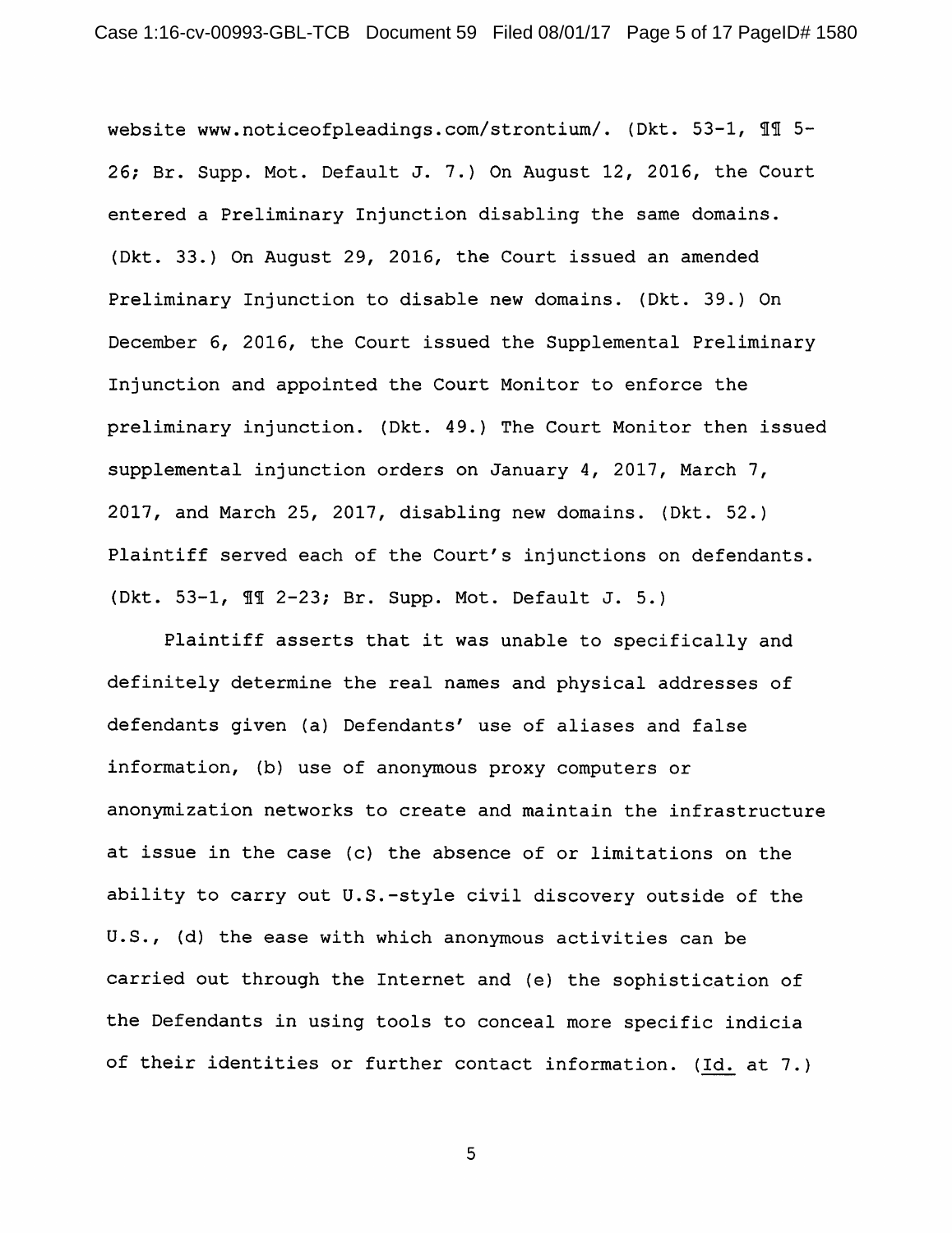website www.noticeofpleadings.com/strontium/. (Dkt. 53-1, ¶¶ 5-26; Br. Supp. Mot. Default J. 7.) On August 12, 2016, the Court entered a Preliminary Injunction disabling the same domains. (Dkt. 33.) On August 29, 2016, the Court issued an amended Preliminary Injunction to disable new domains. (Dkt. 39.) On December 6, 2016, the Court issued the Supplemental Preliminary Injunction and appointed the Court Monitor to enforce the preliminary injunction. (Dkt. 49.) The Court Monitor then issued supplemental injunction orders on January 4, 2017, March 7, 2017, and March 25, 2017, disabling new domains. (Dkt. 52.) Plaintiff served each of the Court's injunctions on defendants. (Dkt. 53-1, ¶¶ 2-23; Br. Supp. Mot. Default J. 5.)

Plaintiff asserts that it was unable to specifically and definitely determine the real names and physical addresses of defendants given (a) Defendants' use of aliases and false information, (b) use of anonymous proxy computers or anonymization networks to create and maintain the infrastructure at issue in the case (c) the absence of or limitations on the ability to carry out U.S.-style civil discovery outside of the U.S., (d) the ease with which anonymous activities can be carried out through the Internet and (e) the sophistication of the Defendants in using tools to conceal more specific indicia of their identities or further contact information. (Id. at 7.)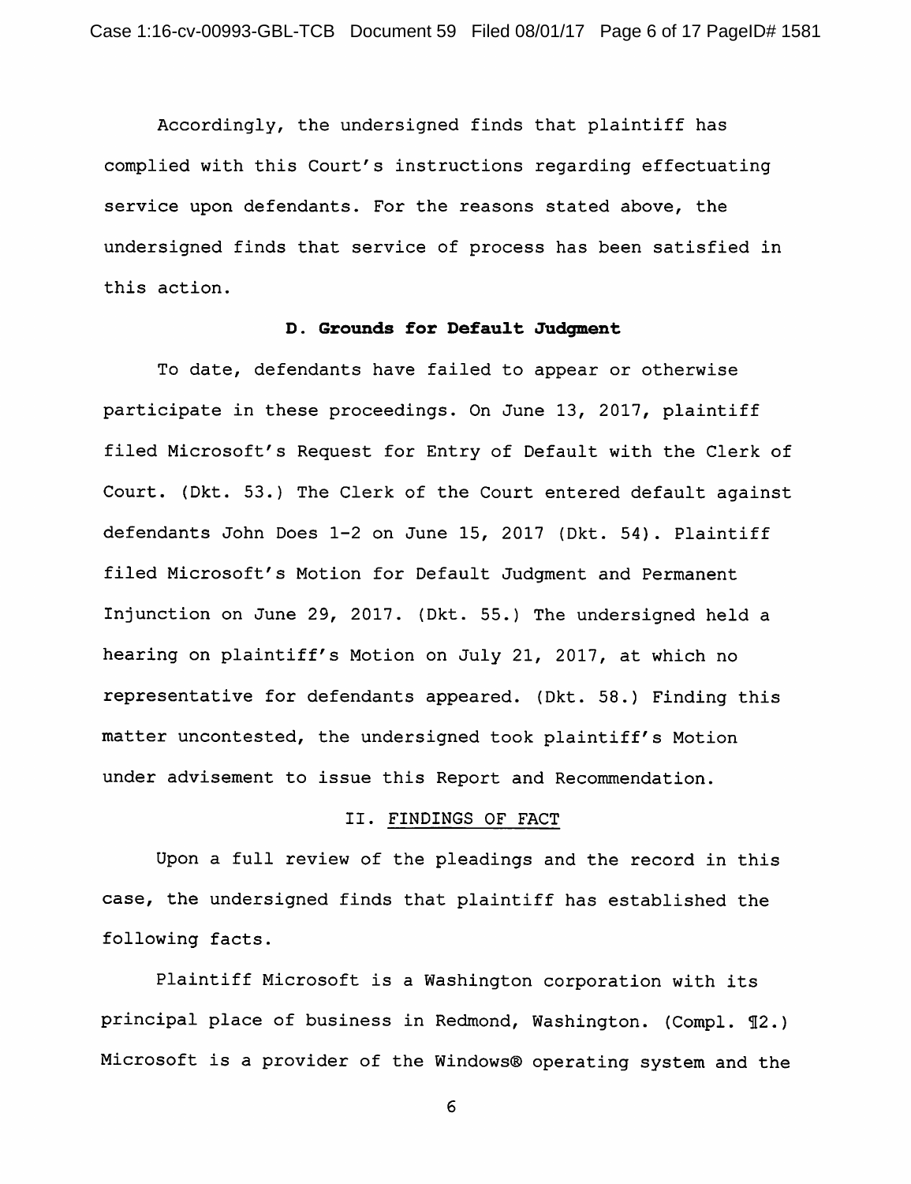Accordingly, the undersigned finds that plaintiff has complied with this Court's instructions regarding effectuating service upon defendants. For the reasons stated above, the undersigned finds that service of process has been satisfied in this action.

### D. Grounds for Default Judgment

To date, defendants have failed to appear or otherwise participate in these proceedings. On June 13, 2017, plaintiff filed Microsoft's Request for Entry of Default with the Clerk of Court. (Dkt. 53.) The Clerk of the Court entered default against defendants John Does 1-2 on June 15, 2017 (Dkt. 54). Plaintiff filed Microsoft's Motion for Default Judgment and Permanent Injunction on June 29, 2017. (Dkt. 55.) The undersigned held a hearing on plaintiff's Motion on July 21, 2017, at which no representative for defendants appeared. (Dkt. 58.) Finding this matter uncontested, the undersigned took plaintiff's Motion under advisement to issue this Report and Recommendation.

## II. FINDINGS OF FACT

Upon a full review of the pleadings and the record in this case, the undersigned finds that plaintiff has established the following facts.

Plaintiff Microsoft is a Washington corporation with its principal place of business in Redmond, Washington. (Compl. ¶2.) Microsoft is a provider of the Windows® operating system and the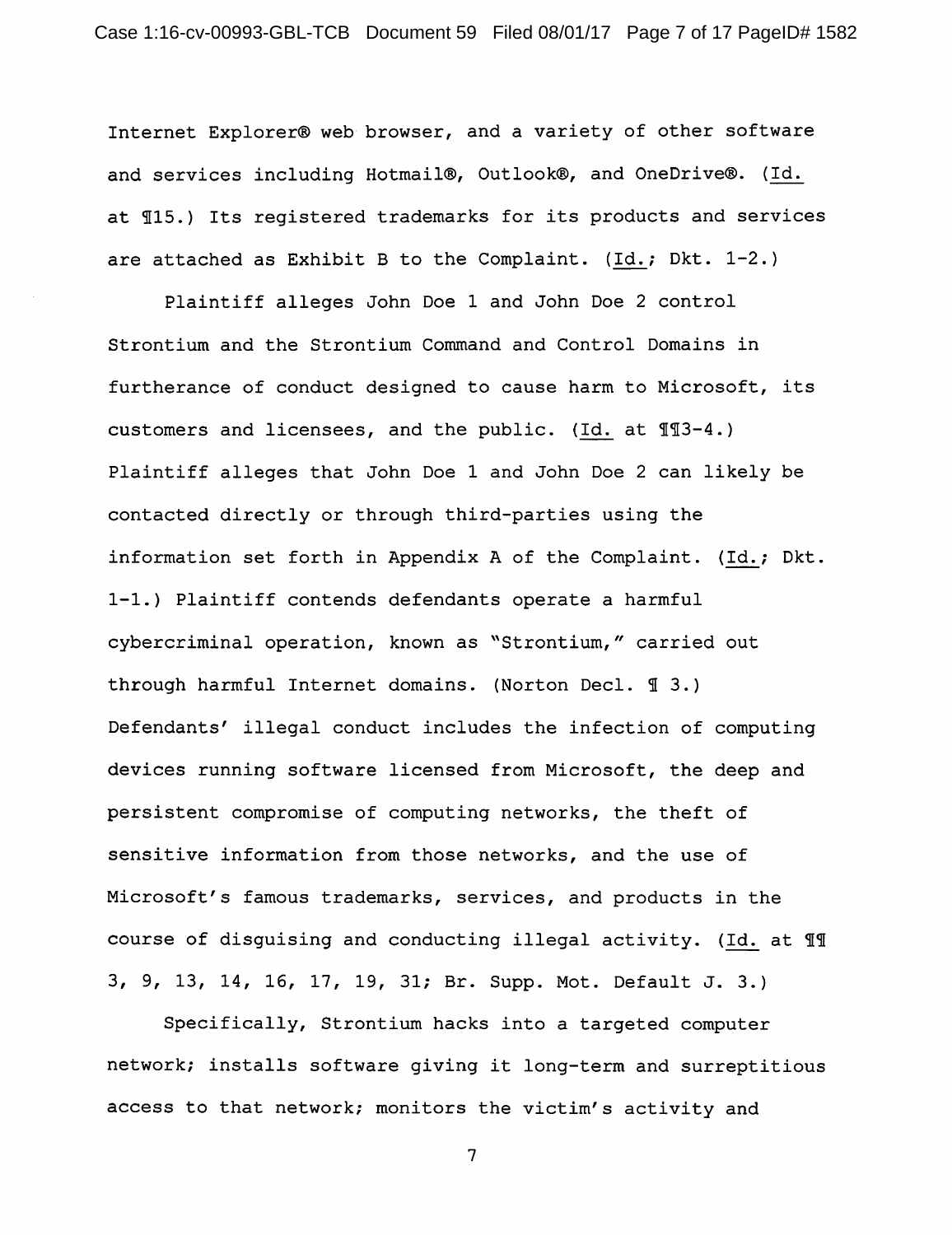Internet Explorer® web browser, and a variety of other software and services including Hotmail®, Outlook®, and OneDrive®. (Id. at ¶15.) Its registered trademarks for its products and services are attached as Exhibit B to the Complaint. (Id.; Dkt. 1-2.)

Plaintiff alleges John Doe 1 and John Doe 2 control Strontium and the Strontium Command and Control Domains in furtherance of conduct designed to cause harm to Microsoft, its customers and licensees, and the public. (Id. at ¶¶3-4.) Plaintiff alleges that John Doe 1 and John Doe 2 can likely be contacted directly or through third-parties using the information set forth in Appendix A of the Complaint. (Id.; Dkt. 1-1.) Plaintiff contends defendants operate a harmful cybercriminal operation, known as "Strontium," carried out through harmful Internet domains. (Norton Decl. ¶ 3.) Defendants' illegal conduct includes the infection of computing devices running software licensed from Microsoft, the deep and persistent compromise of computing networks, the theft of sensitive information from those networks, and the use of Microsoft's famous trademarks, services, and products in the course of disguising and conducting illegal activity. (Id. at ¶¶ 3, 9, 13, 14, 16, 17, 19, 31; Br. Supp. Mot. Default J. 3.)

Specifically, Strontium hacks into a targeted computer network; installs software giving it long-term and surreptitious access to that network; monitors the victim's activity and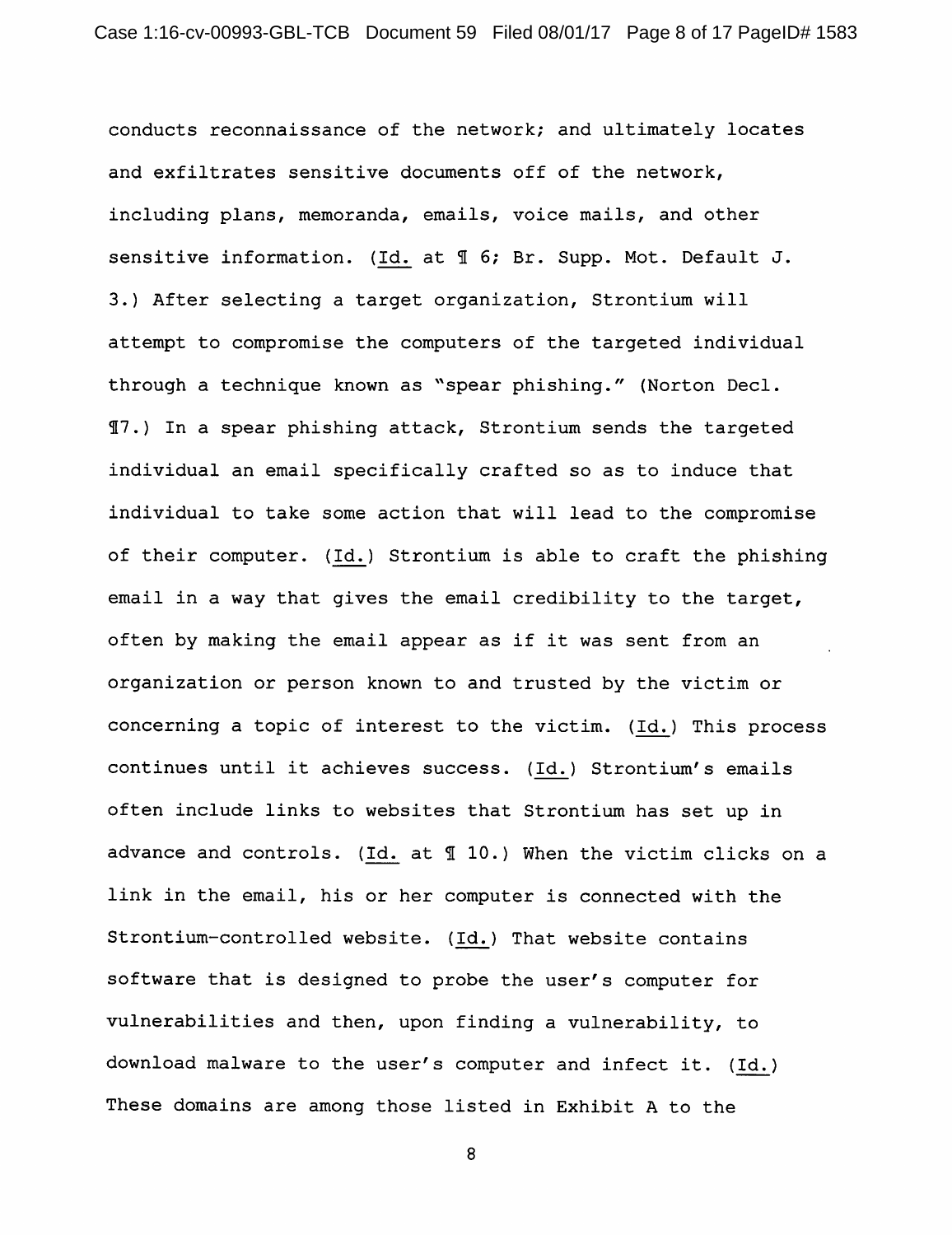conducts reconnaissance of the network; and ultimately locates and exfiltrates sensitive documents off of the network, including plans, memoranda, emails, voice mails, and other sensitive information. (Id. at ¶ 6; Br. Supp. Mot. Default J. 3.) After selecting a target organization, Strontium will attempt to compromise the computers of the targeted individual through a technique known as "spear phishing." (Norton Decl. ¶7.) In a spear phishing attack, Strontium sends the targeted individual an email specifically crafted so as to induce that individual to take some action that will lead to the compromise of their computer. (Id.) Strontium is able to craft the phishing email in a way that gives the email credibility to the target, often by making the email appear as if it was sent from an organization or person known to and trusted by the victim or concerning a topic of interest to the victim. (Id.) This process continues until it achieves success. (Id.) Strontium's emails often include links to websites that Strontium has set up in advance and controls. (Id. at ¶ 10.) When the victim clicks on a link in the email, his or her computer is connected with the Strontium-controlled website. (Id.) That website contains software that is designed to probe the user's computer for vulnerabilities and then, upon finding a vulnerability, to download malware to the user's computer and infect it. (Id.) These domains are among those listed in Exhibit A to the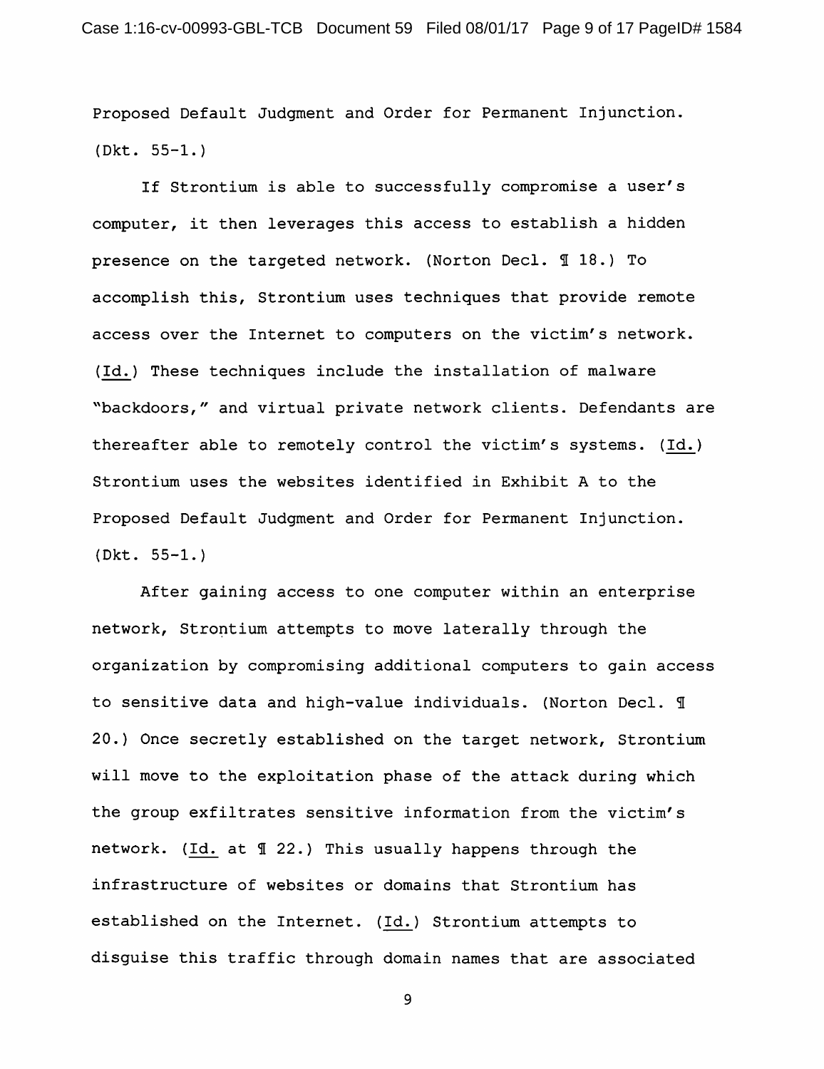Proposed Default Judgment and Order for Permanent Injunction. (Dkt. 55-1.)

If Strontium is able to successfully compromise a user's computer, it then leverages this access to establish a hidden presence on the targeted network. (Norton Decl. ¶ 18.) To accomplish this, Strontium uses techniques that provide remote access over the Internet to computers on the victim's network. (Id.) These techniques include the installation of malware "backdoors," and virtual private network clients. Defendants are thereafter able to remotely control the victim's systems. (Id.) Strontium uses the websites identified in Exhibit A to the Proposed Default Judgment and Order for Permanent Injunction. (Dkt. 55-1.)

After gaining access to one computer within an enterprise network, Strontium attempts to move laterally through the organization by compromising additional computers to gain access to sensitive data and high-value individuals. (Norton Decl. ¶ 20.) Once secretly established on the target network, Strontium will move to the exploitation phase of the attack during which the group exfiltrates sensitive information from the victim's network. (Id. at ¶ 22.) This usually happens through the infrastructure of websites or domains that Strontium has established on the Internet. (Id.) Strontium attempts to disguise this traffic through domain names that are associated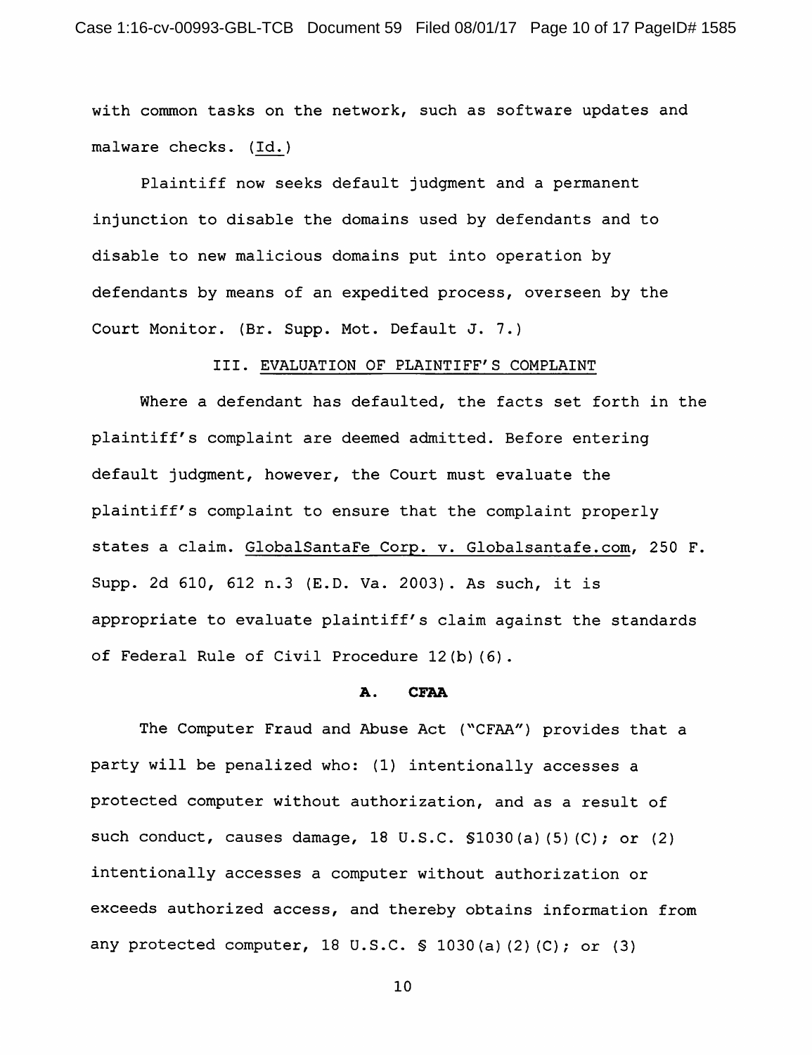with common tasks on the network, such as software updates and malware checks. (Id.)

Plaintiff now seeks default judgment and a permanent injunction to disable the domains used by defendants and to disable to new malicious domains put into operation by defendants by means of an expedited process, overseen by the Court Monitor. (Br. Supp. Mot. Default J. 7.)

## III. EVALUATION OF PLAINTIFF'S COMPLAINT

Where a defendant has defaulted, the facts set forth in the plaintiff's complaint are deemed admitted. Before entering default judgment, however, the Court must evaluate the plaintiff's complaint to ensure that the complaint properly states a claim. GlobalSantaFe Corp. v. Globalsantafe.com, 250 F. Supp. 2d 610, 612 n.3 (E.D. Va. 2003). As such, it is appropriate to evaluate plaintiff's claim against the standards of Federal Rule of Civil Procedure 12(b)(6).

### A. CFAA

The Computer Fraud and Abuse Act ("CFAA") provides that a party will be penalized who: (1) intentionally accesses a protected computer without authorization, and as a result of such conduct, causes damage, 18 U.S.C. §1030(a)(5)(C); or (2) intentionally accesses a computer without authorization or exceeds authorized access, and thereby obtains information from any protected computer, 18 U.S.C. § 1030(a)(2)(C); or (3)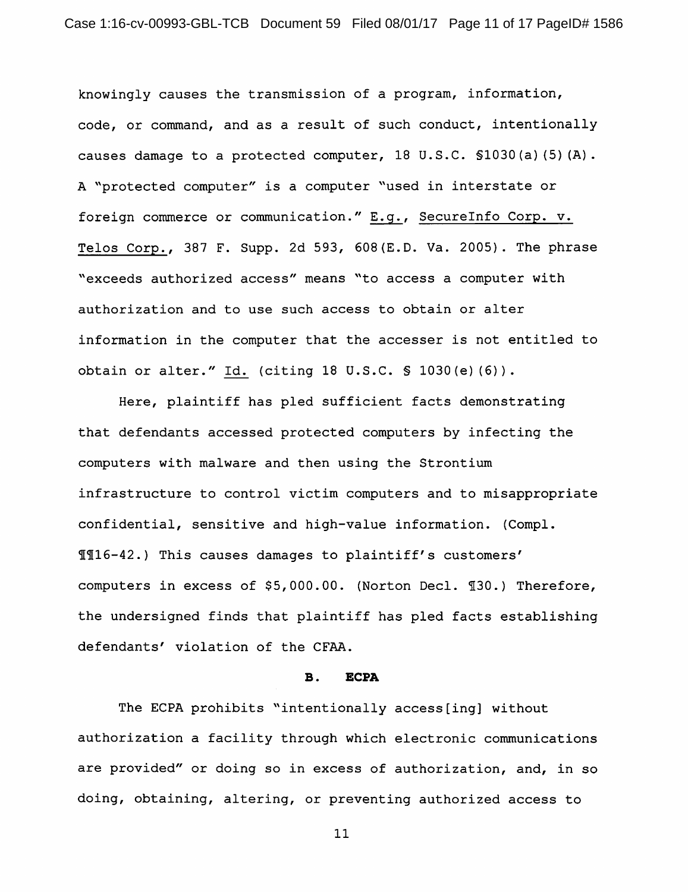knowingly causes the transmission of a program, information, code, or command, and as a result of such conduct, intentionally causes damage to a protected computer, 18 U.S.C. §1030(a)(5)(A). A "protected computer" is a computer "used in interstate or foreign commerce or communication." E.g., SecureInfo Corp. v. Telos Corp., 387 F. Supp. 2d 593, 608(E.D. Va. 2005). The phrase "exceeds authorized access" means "to access a computer with authorization and to use such access to obtain or alter information in the computer that the accesser is not entitled to obtain or alter." Id. (citing 18 U.S.C. § 1030(e)(6)).

Here, plaintiff has pled sufficient facts demonstrating that defendants accessed protected computers by infecting the computers with malware and then using the Strontium infrastructure to control victim computers and to misappropriate confidential, sensitive and high-value information. (Compl. ¶¶16-42.) This causes damages to plaintiff's customers' computers in excess of $5,000.00. (Norton Decl. ¶30.) Therefore, the undersigned finds that plaintiff has pled facts establishing defendants' violation of the CFAA.

## B. ECPA

The ECPA prohibits "intentionally access[ing] without authorization a facility through which electronic communications are provided" or doing so in excess of authorization, and, in so doing, obtaining, altering, or preventing authorized access to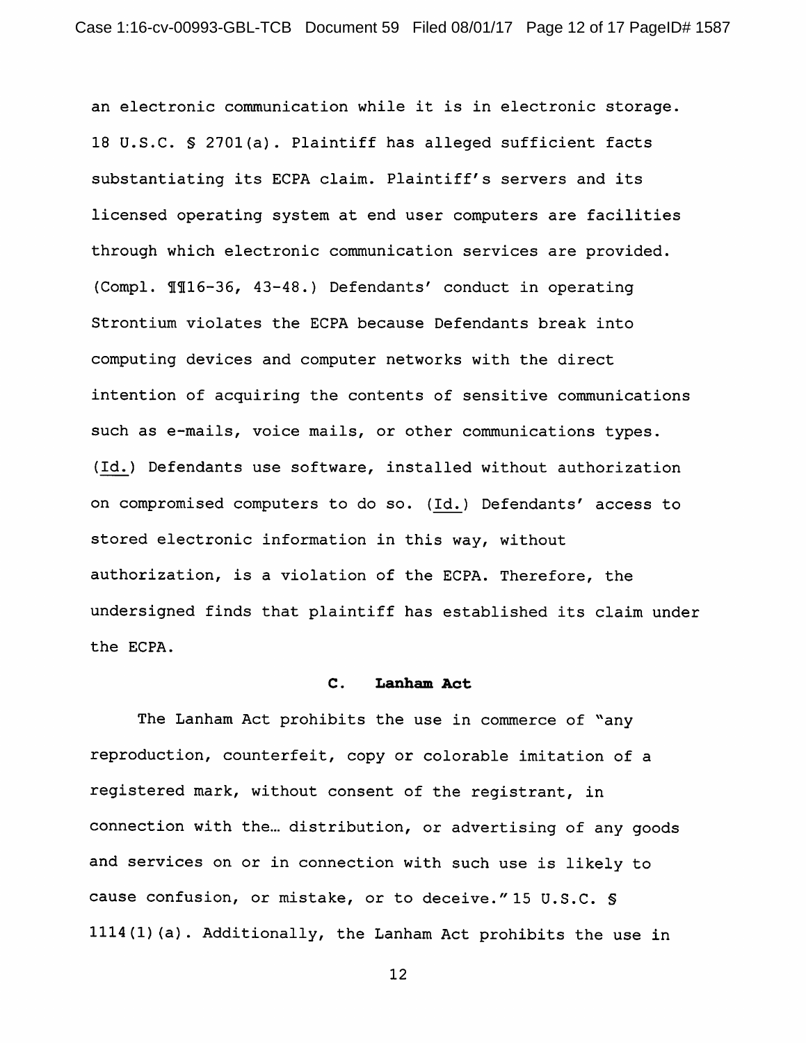an electronic communication while it is in electronic storage. 18 U.S.C. § 2701(a). Plaintiff has alleged sufficient facts substantiating its ECPA claim. Plaintiff's servers and its licensed operating system at end user computers are facilities through which electronic communication services are provided. (Compl. ¶¶16-36, 43-48.) Defendants' conduct in operating Strontium violates the ECPA because Defendants break into computing devices and computer networks with the direct intention of acquiring the contents of sensitive communications such as e-mails, voice mails, or other communications types. (Id.) Defendants use software, installed without authorization on compromised computers to do so. (Id.) Defendants' access to stored electronic information in this way, without authorization, is a violation of the ECPA. Therefore, the undersigned finds that plaintiff has established its claim under the ECPA.

### C. Lanham Act

The Lanham Act prohibits the use in commerce of "any reproduction, counterfeit, copy or colorable imitation of a registered mark, without consent of the registrant, in connection with the… distribution, or advertising of any goods and services on or in connection with such use is likely to cause confusion, or mistake, or to deceive." 15 U.S.C. § 1114(1)(a). Additionally, the Lanham Act prohibits the use in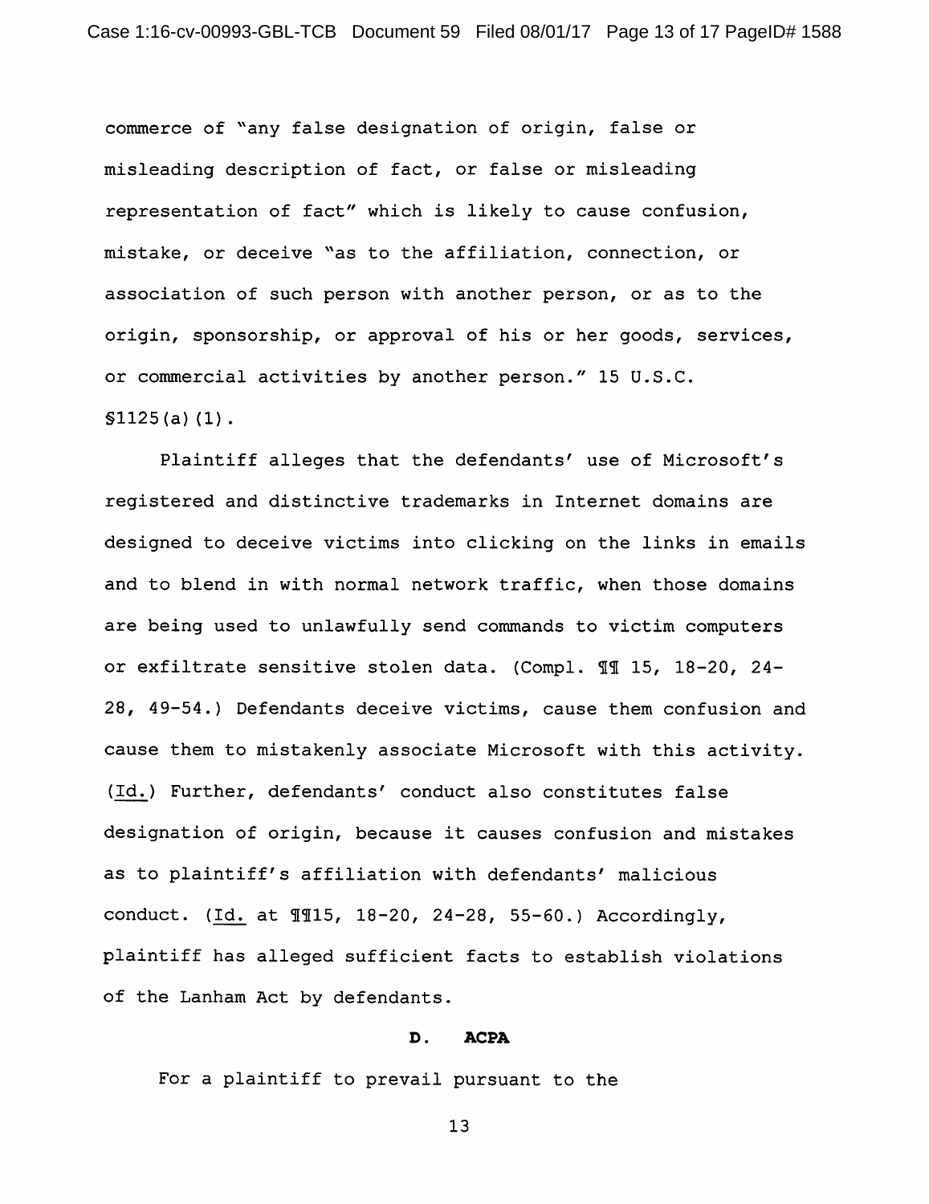commerce of "any false designation of origin, false or misleading description of fact, or false or misleading representation of fact" which is likely to cause confusion, mistake, or deceive "as to the affiliation, connection, or association of such person with another person, or as to the origin, sponsorship, or approval of his or her goods, services, or commercial activities by another person." 15 U.S.C. §1125(a)(1).

Plaintiff alleges that the defendants' use of Microsoft's registered and distinctive trademarks in Internet domains are designed to deceive victims into clicking on the links in emails and to blend in with normal network traffic, when those domains are being used to unlawfully send commands to victim computers or exfiltrate sensitive stolen data. (Compl. ¶¶ 15, 18-20, 24-28, 49-54.) Defendants deceive victims, cause them confusion and cause them to mistakenly associate Microsoft with this activity. (Id.) Further, defendants' conduct also constitutes false designation of origin, because it causes confusion and mistakes as to plaintiff's affiliation with defendants' malicious conduct. (Id. at ¶¶15, 18-20, 24-28, 55-60.) Accordingly, plaintiff has alleged sufficient facts to establish violations of the Lanham Act by defendants.

### D. ACPA

For a plaintiff to prevail pursuant to the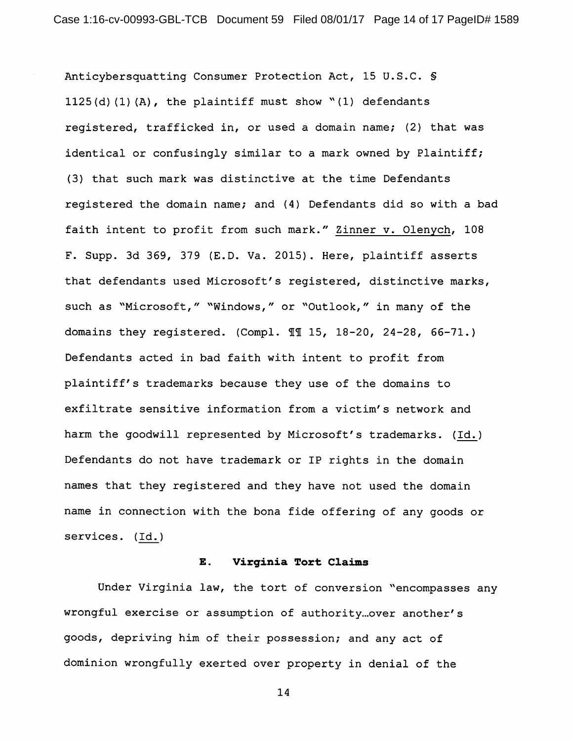Anticybersquatting Consumer Protection Act, 15 U.S.C. § 1125(d)(1)(A), the plaintiff must show "(1) defendants registered, trafficked in, or used a domain name; (2) that was identical or confusingly similar to a mark owned by Plaintiff; (3) that such mark was distinctive at the time Defendants registered the domain name; and (4) Defendants did so with a bad faith intent to profit from such mark." Zinner v. Olenych, 108 F. Supp. 3d 369, 379 (E.D. Va. 2015). Here, plaintiff asserts that defendants used Microsoft's registered, distinctive marks, such as "Microsoft," "Windows," or "Outlook," in many of the domains they registered. (Compl. ¶¶ 15, 18-20, 24-28, 66-71.) Defendants acted in bad faith with intent to profit from plaintiff's trademarks because they use of the domains to exfiltrate sensitive information from a victim's network and harm the goodwill represented by Microsoft's trademarks. (Id.) Defendants do not have trademark or IP rights in the domain names that they registered and they have not used the domain name in connection with the bona fide offering of any goods or services. (Id.)

### E. Virginia Tort Claims

Under Virginia law, the tort of conversion "encompasses any wrongful exercise or assumption of authority…over another's goods, depriving him of their possession; and any act of dominion wrongfully exerted over property in denial of the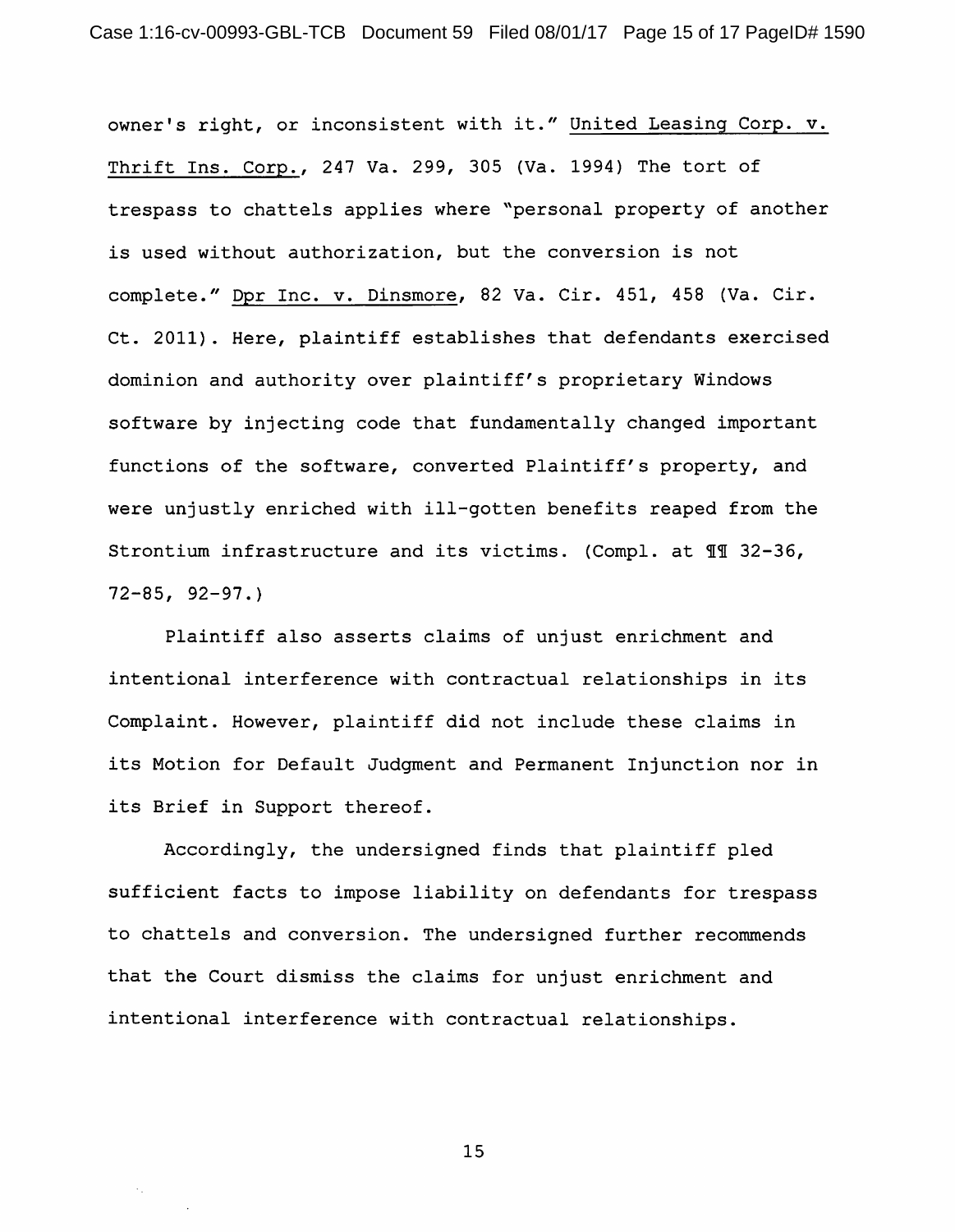owner's right, or inconsistent with it." United Leasing Corp. v. Thrift Ins. Corp., 247 Va. 299, 305 (Va. 1994) The tort of trespass to chattels applies where "personal property of another is used without authorization, but the conversion is not complete." Dpr Inc. v. Dinsmore, 82 Va. Cir. 451, 458 (Va. Cir. Ct. 2011). Here, plaintiff establishes that defendants exercised dominion and authority over plaintiff's proprietary Windows software by injecting code that fundamentally changed important functions of the software, converted Plaintiff's property, and were unjustly enriched with ill-gotten benefits reaped from the Strontium infrastructure and its victims. (Compl. at ¶¶ 32-36, 72-85, 92-97.)

Plaintiff also asserts claims of unjust enrichment and intentional interference with contractual relationships in its Complaint. However, plaintiff did not include these claims in its Motion for Default Judgment and Permanent Injunction nor in its Brief in Support thereof.

Accordingly, the undersigned finds that plaintiff pled sufficient facts to impose liability on defendants for trespass to chattels and conversion. The undersigned further recommends that the Court dismiss the claims for unjust enrichment and intentional interference with contractual relationships.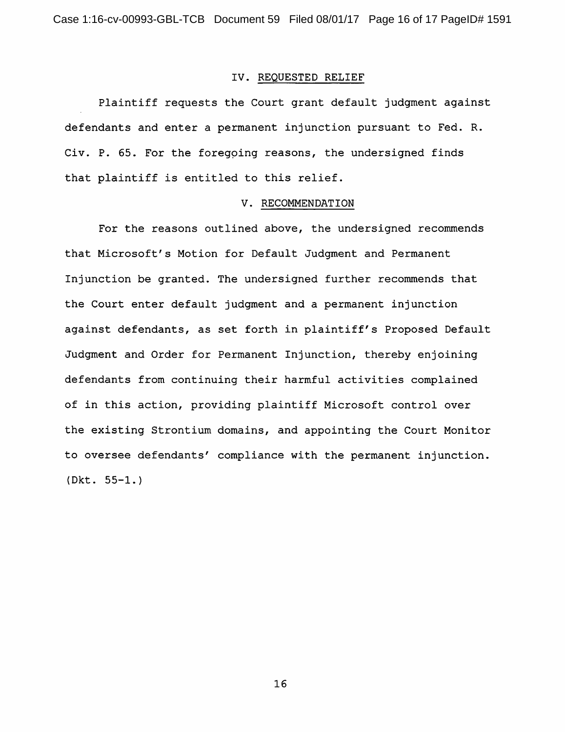## IV. REQUESTED RELIEF

Plaintiff requests the Court grant default judgment against defendants and enter a permanent injunction pursuant to Fed. R. Civ. P. 65. For the foregoing reasons, the undersigned finds that plaintiff is entitled to this relief.

## V. RECOMMENDATION

For the reasons outlined above, the undersigned recommends that Microsoft's Motion for Default Judgment and Permanent Injunction be granted. The undersigned further recommends that the Court enter default judgment and a permanent injunction against defendants, as set forth in plaintiff's Proposed Default Judgment and Order for Permanent Injunction, thereby enjoining defendants from continuing their harmful activities complained of in this action, providing plaintiff Microsoft control over the existing Strontium domains, and appointing the Court Monitor to oversee defendants' compliance with the permanent injunction. (Dkt. 55-1.)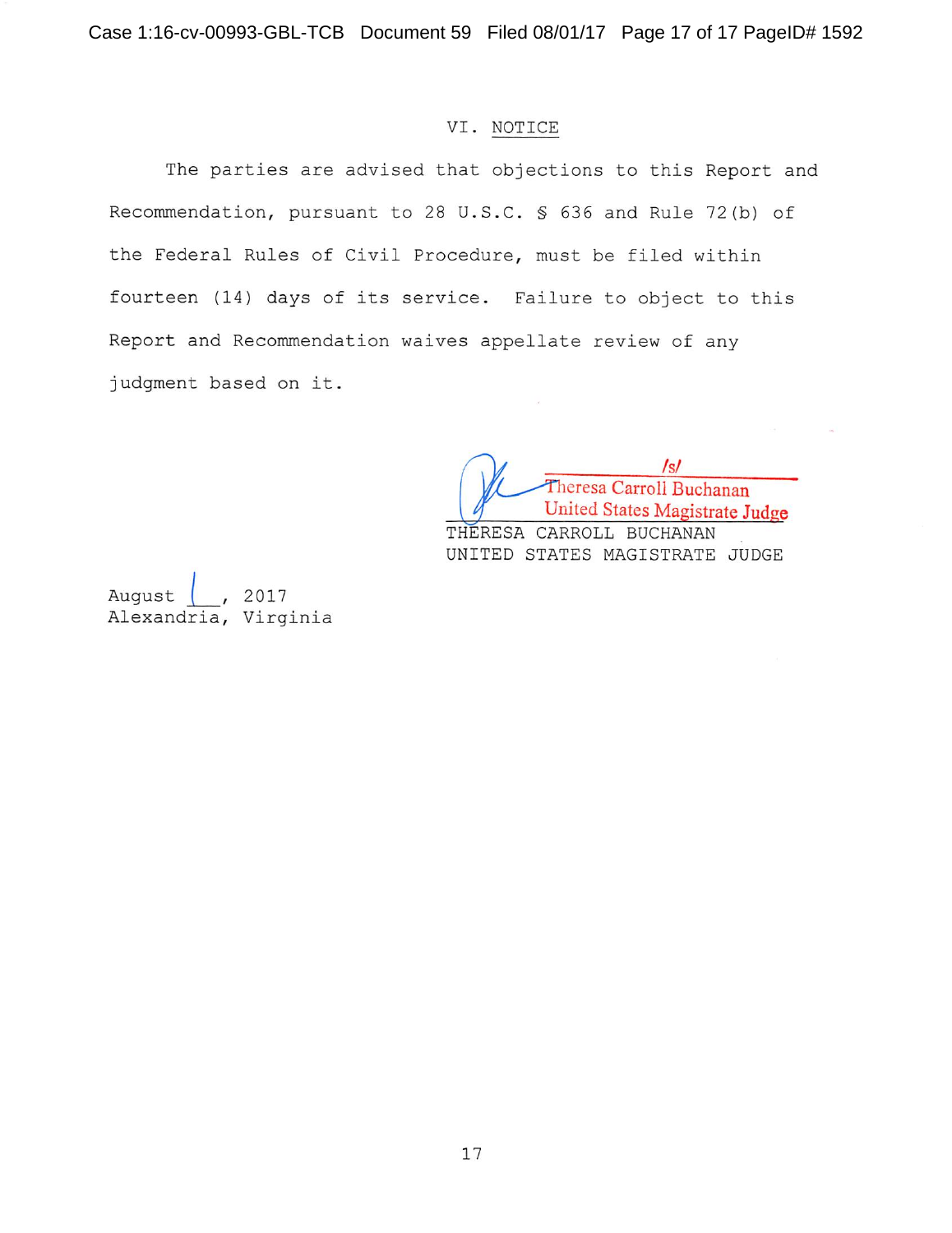## VI. NOTICE

The parties are advised that objections to this Report and Recommendation, pursuant to 28 U.S.C. § 636 and Rule 72(b) of the Federal Rules of Civil Procedure, must be filed within fourteen (14) days of its service. Failure to object to this Report and Recommendation waives appellate review of any judgment based on it.

/s/
Theresa Carroll Buchanan
United States Magistrate Judge

THERESA CARROLL BUCHANAN
UNITED STATES MAGISTRATE JUDGE

August 1, 2017
Alexandria, Virginia